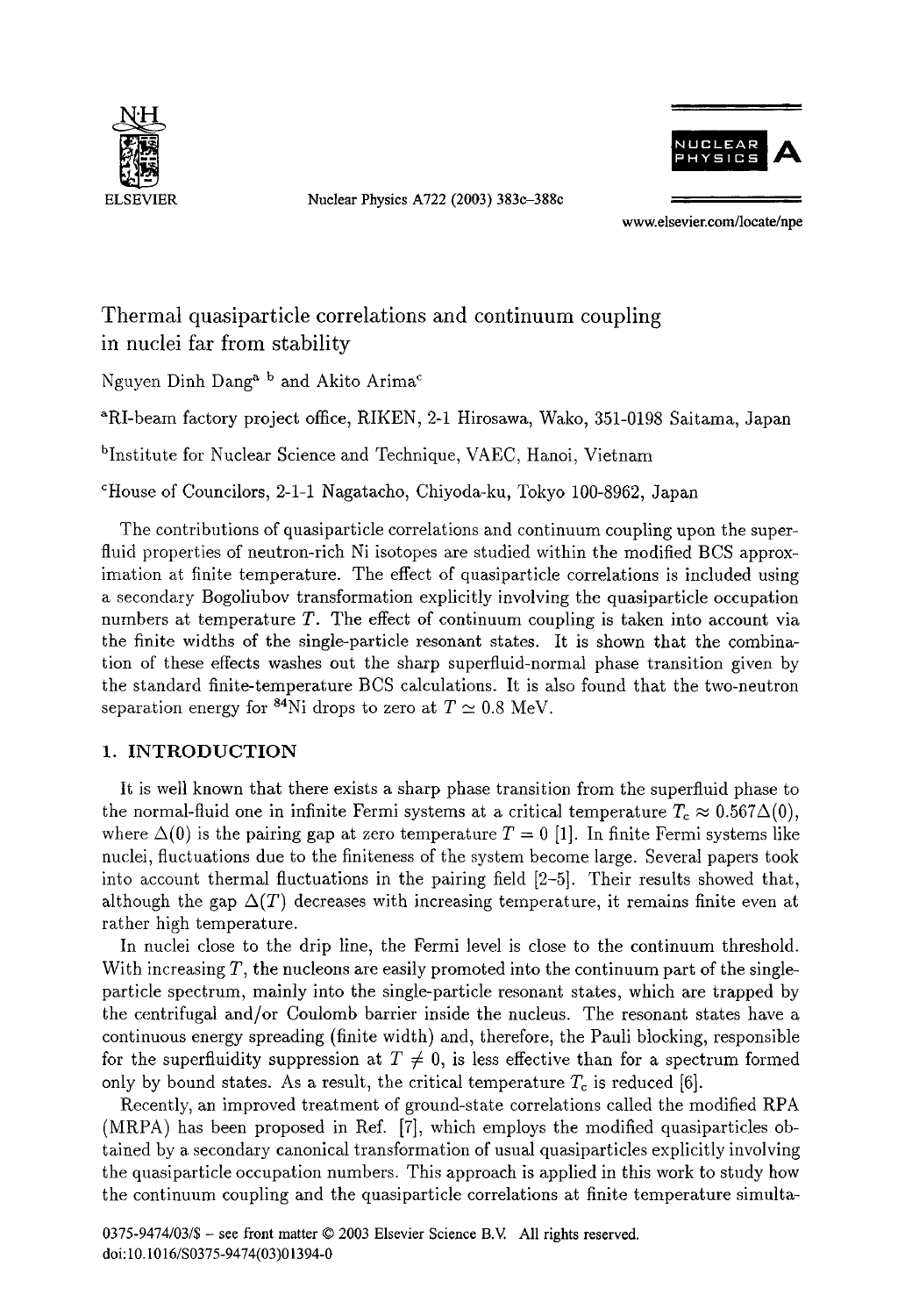# Thermal quasiparticle correlations and continuum coupling in nuclei far from stability

Nguyen Dinh Dang[a b] and Akito Arima[c]

[a]RI-beam factory project office, RIKEN, 2-1 Hirosawa, Wako, 351-0198 Saitama, Japan

[b]Institute for Nuclear Science and Technique, VAEC, Hanoi, Vietnam

[c]House of Councilors, 2-1-1 Nagatacho, Chiyoda-ku, Tokyo 100-8962, Japan

The contributions of quasiparticle correlations and continuum coupling upon the superfluid properties of neutron-rich Ni isotopes are studied within the modified BCS approximation at finite temperature. The effect of quasiparticle correlations is included using a secondary Bogoliubov transformation explicitly involving the quasiparticle occupation numbers at temperature $T$. The effect of continuum coupling is taken into account via the finite widths of the single-particle resonant states. It is shown that the combination of these effects washes out the sharp superfluid-normal phase transition given by the standard finite-temperature BCS calculations. It is also found that the two-neutron separation energy for $^{84}$Ni drops to zero at $T \simeq 0.8$ MeV.

## 1. INTRODUCTION

It is well known that there exists a sharp phase transition from the superfluid phase to the normal-fluid one in infinite Fermi systems at a critical temperature $T_c \approx 0.567\Delta(0)$, where $\Delta(0)$ is the pairing gap at zero temperature $T = 0$ [1]. In finite Fermi systems like nuclei, fluctuations due to the finiteness of the system become large. Several papers took into account thermal fluctuations in the pairing field [2–5]. Their results showed that, although the gap $\Delta(T)$ decreases with increasing temperature, it remains finite even at rather high temperature.

In nuclei close to the drip line, the Fermi level is close to the continuum threshold. With increasing $T$, the nucleons are easily promoted into the continuum part of the single-particle spectrum, mainly into the single-particle resonant states, which are trapped by the centrifugal and/or Coulomb barrier inside the nucleus. The resonant states have a continuous energy spreading (finite width) and, therefore, the Pauli blocking, responsible for the superfluidity suppression at $T \neq 0$, is less effective than for a spectrum formed only by bound states. As a result, the critical temperature $T_c$ is reduced [6].

Recently, an improved treatment of ground-state correlations called the modified RPA (MRPA) has been proposed in Ref. [7], which employs the modified quasiparticles obtained by a secondary canonical transformation of usual quasiparticles explicitly involving the quasiparticle occupation numbers. This approach is applied in this work to study how the continuum coupling and the quasiparticle correlations at finite temperature simulta-

0375-9474/03/$ – see front matter © 2003 Elsevier Science B.V. All rights reserved.
doi:10.1016/S0375-9474(03)01394-0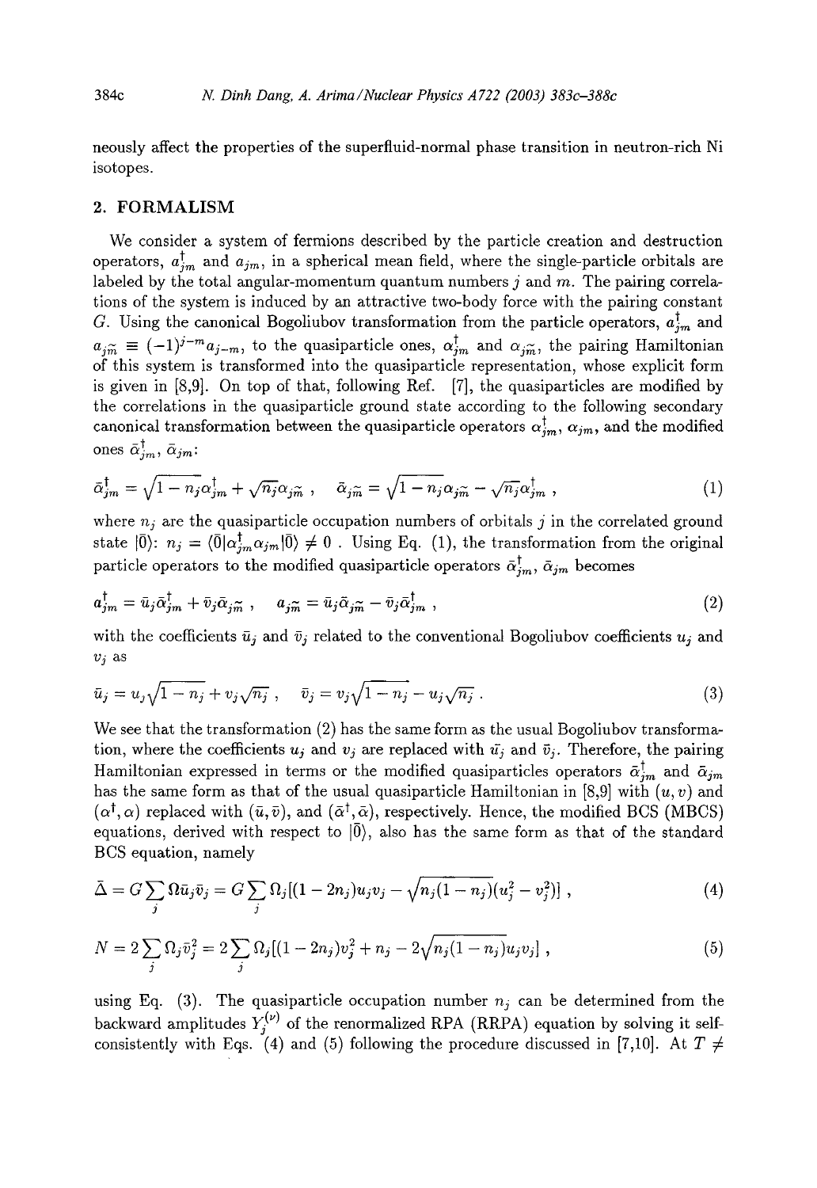neously affect the properties of the superfluid-normal phase transition in neutron-rich Ni isotopes.

## 2. FORMALISM

We consider a system of fermions described by the particle creation and destruction operators, $a_{jm}^{\dagger}$ and $a_{jm}$, in a spherical mean field, where the single-particle orbitals are labeled by the total angular-momentum quantum numbers $j$ and $m$. The pairing correlations of the system is induced by an attractive two-body force with the pairing constant $G$. Using the canonical Bogoliubov transformation from the particle operators, $a_{jm}^{\dagger}$ and $a_{j\widetilde{m}} \equiv (-1)^{j-m} a_{j-m}$, to the quasiparticle ones, $\alpha_{jm}^{\dagger}$ and $\alpha_{j\widetilde{m}}$, the pairing Hamiltonian of this system is transformed into the quasiparticle representation, whose explicit form is given in [8,9]. On top of that, following Ref. [7], the quasiparticles are modified by the correlations in the quasiparticle ground state according to the following secondary canonical transformation between the quasiparticle operators $\alpha_{jm}^{\dagger}$, $\alpha_{jm}$, and the modified ones $\bar{\alpha}_{jm}^{\dagger}$, $\bar{\alpha}_{jm}$:

$$\bar{\alpha}_{jm}^{\dagger} = \sqrt{1-n_j}\alpha_{jm}^{\dagger} + \sqrt{n_j}\alpha_{j\widetilde{m}} , \quad \bar{\alpha}_{j\widetilde{m}} = \sqrt{1-n_j}\alpha_{j\widetilde{m}} - \sqrt{n_j}\alpha_{jm}^{\dagger} , \tag{1}$$

where $n_j$ are the quasiparticle occupation numbers of orbitals $j$ in the correlated ground state $|\bar{0}\rangle$: $n_j = \langle\bar{0}|\alpha_{jm}^{\dagger}\alpha_{jm}|\bar{0}\rangle \neq 0$ . Using Eq. (1), the transformation from the original particle operators to the modified quasiparticle operators $\bar{\alpha}_{jm}^{\dagger}$, $\bar{\alpha}_{jm}$ becomes

$$a_{jm}^{\dagger} = \bar{u}_j\bar{\alpha}_{jm}^{\dagger} + \bar{v}_j\bar{\alpha}_{j\widetilde{m}} , \quad a_{j\widetilde{m}} = \bar{u}_j\bar{\alpha}_{j\widetilde{m}} - \bar{v}_j\bar{\alpha}_{jm}^{\dagger} , \tag{2}$$

with the coefficients $\bar{u}_j$ and $\bar{v}_j$ related to the conventional Bogoliubov coefficients $u_j$ and $v_j$ as

$$\bar{u}_j = u_j\sqrt{1-n_j} + v_j\sqrt{n_j} , \quad \bar{v}_j = v_j\sqrt{1-n_j} - u_j\sqrt{n_j} . \tag{3}$$

We see that the transformation (2) has the same form as the usual Bogoliubov transformation, where the coefficients $u_j$ and $v_j$ are replaced with $\bar{u}_j$ and $\bar{v}_j$. Therefore, the pairing Hamiltonian expressed in terms or the modified quasiparticles operators $\bar{\alpha}_{jm}^{\dagger}$ and $\bar{\alpha}_{jm}$ has the same form as that of the usual quasiparticle Hamiltonian in [8,9] with $(u, v)$ and $(\alpha^{\dagger}, \alpha)$ replaced with $(\bar{u}, \bar{v})$, and $(\bar{\alpha}^{\dagger}, \bar{\alpha})$, respectively. Hence, the modified BCS (MBCS) equations, derived with respect to $|\bar{0}\rangle$, also has the same form as that of the standard BCS equation, namely

$$\bar{\Delta} = G\sum_j \Omega\bar{u}_j\bar{v}_j = G\sum_j \Omega_j[(1-2n_j)u_jv_j - \sqrt{n_j(1-n_j)}(u_j^2 - v_j^2)] , \tag{4}$$

$$N = 2\sum_j \Omega_j\bar{v}_j^2 = 2\sum_j \Omega_j[(1-2n_j)v_j^2 + n_j - 2\sqrt{n_j(1-n_j)}u_jv_j] , \tag{5}$$

using Eq. (3). The quasiparticle occupation number $n_j$ can be determined from the backward amplitudes $Y_j^{(\nu)}$ of the renormalized RPA (RRPA) equation by solving it self-consistently with Eqs. (4) and (5) following the procedure discussed in [7,10]. At $T \neq$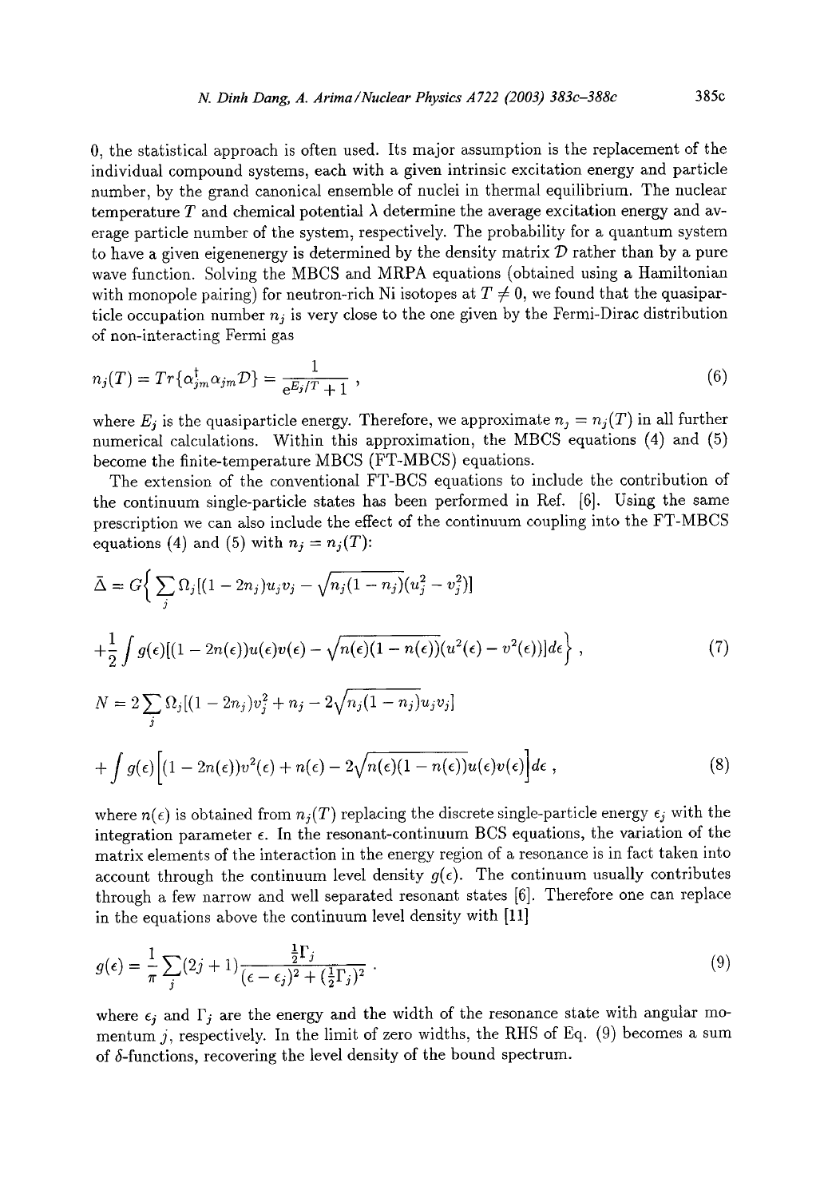0, the statistical approach is often used. Its major assumption is the replacement of the individual compound systems, each with a given intrinsic excitation energy and particle number, by the grand canonical ensemble of nuclei in thermal equilibrium. The nuclear temperature $T$ and chemical potential $\lambda$ determine the average excitation energy and average particle number of the system, respectively. The probability for a quantum system to have a given eigenenergy is determined by the density matrix $\mathcal{D}$ rather than by a pure wave function. Solving the MBCS and MRPA equations (obtained using a Hamiltonian with monopole pairing) for neutron-rich Ni isotopes at $T \neq 0$, we found that the quasiparticle occupation number $n_j$ is very close to the one given by the Fermi-Dirac distribution of non-interacting Fermi gas

$$n_j(T) = Tr\{\alpha^{\dagger}_{jm}\alpha_{jm}\mathcal{D}\} = \frac{1}{e^{E_j/T}+1} , \tag{6}$$

where $E_j$ is the quasiparticle energy. Therefore, we approximate $n_j = n_j(T)$ in all further numerical calculations. Within this approximation, the MBCS equations (4) and (5) become the finite-temperature MBCS (FT-MBCS) equations.

The extension of the conventional FT-BCS equations to include the contribution of the continuum single-particle states has been performed in Ref. [6]. Using the same prescription we can also include the effect of the continuum coupling into the FT-MBCS equations (4) and (5) with $n_j = n_j(T)$:

$$\bar{\Delta} = G\Big\{ \sum_j \Omega_j[(1-2n_j)u_jv_j - \sqrt{n_j(1-n_j)}(u_j^2 - v_j^2)]$$

$$+\frac{1}{2}\int g(\epsilon)[(1-2n(\epsilon))u(\epsilon)v(\epsilon) - \sqrt{n(\epsilon)(1-n(\epsilon))}(u^2(\epsilon) - v^2(\epsilon))]d\epsilon\Big\} , \tag{7}$$

$$N = 2\sum_j \Omega_j[(1-2n_j)v_j^2 + n_j - 2\sqrt{n_j(1-n_j)}u_jv_j]$$

$$+\int g(\epsilon)\Big[(1-2n(\epsilon))v^2(\epsilon) + n(\epsilon) - 2\sqrt{n(\epsilon)(1-n(\epsilon))}u(\epsilon)v(\epsilon)\Big]d\epsilon , \tag{8}$$

where $n(\epsilon)$ is obtained from $n_j(T)$ replacing the discrete single-particle energy $\epsilon_j$ with the integration parameter $\epsilon$. In the resonant-continuum BCS equations, the variation of the matrix elements of the interaction in the energy region of a resonance is in fact taken into account through the continuum level density $g(\epsilon)$. The continuum usually contributes through a few narrow and well separated resonant states [6]. Therefore one can replace in the equations above the continuum level density with [11]

$$g(\epsilon) = \frac{1}{\pi}\sum_j (2j+1)\frac{\frac{1}{2}\Gamma_j}{(\epsilon-\epsilon_j)^2 + (\frac{1}{2}\Gamma_j)^2} . \tag{9}$$

where $\epsilon_j$ and $\Gamma_j$ are the energy and the width of the resonance state with angular momentum $j$, respectively. In the limit of zero widths, the RHS of Eq. (9) becomes a sum of $\delta$-functions, recovering the level density of the bound spectrum.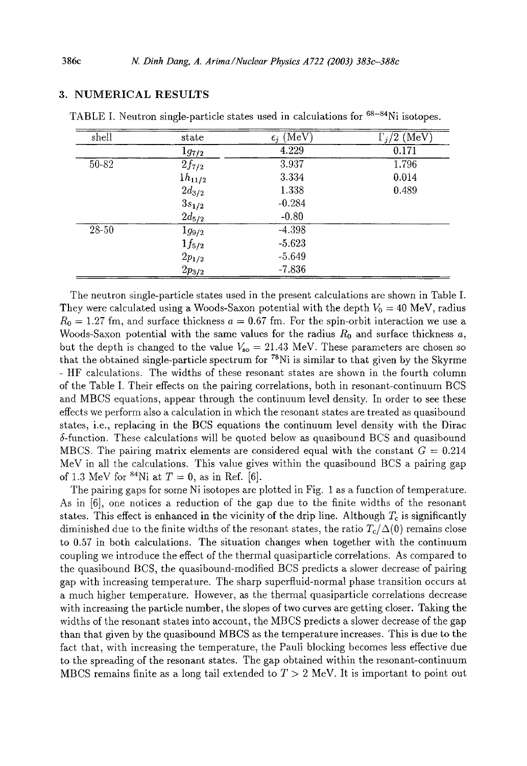## 3. NUMERICAL RESULTS

TABLE I. Neutron single-particle states used in calculations for $^{68-84}$Ni isotopes.

| shell | state | $\epsilon_j$ (MeV) | $\Gamma_j/2$ (MeV) |
|---|---|---|---|
| | $1g_{7/2}$ | 4.229 | 0.171 |
| 50-82 | $2f_{7/2}$ | 3.937 | 1.796 |
| | $1h_{11/2}$ | 3.334 | 0.014 |
| | $2d_{3/2}$ | 1.338 | 0.489 |
| | $3s_{1/2}$ | -0.284 | |
| | $2d_{5/2}$ | -0.80 | |
| 28-50 | $1g_{9/2}$ | -4.398 | |
| | $1f_{5/2}$ | -5.623 | |
| | $2p_{1/2}$ | -5.649 | |
| | $2p_{3/2}$ | -7.836 | |

The neutron single-particle states used in the present calculations are shown in Table I. They were calculated using a Woods-Saxon potential with the depth $V_0 = 40$ MeV, radius $R_0 = 1.27$ fm, and surface thickness $a = 0.67$ fm. For the spin-orbit interaction we use a Woods-Saxon potential with the same values for the radius $R_0$ and surface thickness $a$, but the depth is changed to the value $V_{so} = 21.43$ MeV. These parameters are chosen so that the obtained single-particle spectrum for $^{78}$Ni is similar to that given by the Skyrme - HF calculations. The widths of these resonant states are shown in the fourth column of the Table I. Their effects on the pairing correlations, both in resonant-continuum BCS and MBCS equations, appear through the continuum level density. In order to see these effects we perform also a calculation in which the resonant states are treated as quasibound states, i.e., replacing in the BCS equations the continuum level density with the Dirac $\delta$-function. These calculations will be quoted below as quasibound BCS and quasibound MBCS. The pairing matrix elements are considered equal with the constant $G = 0.214$ MeV in all the calculations. This value gives within the quasibound BCS a pairing gap of 1.3 MeV for $^{84}$Ni at $T = 0$, as in Ref. [6].

The pairing gaps for some Ni isotopes are plotted in Fig. 1 as a function of temperature. As in [6], one notices a reduction of the gap due to the finite widths of the resonant states. This effect is enhanced in the vicinity of the drip line. Although $T_c$ is significantly diminished due to the finite widths of the resonant states, the ratio $T_c/\Delta(0)$ remains close to 0.57 in both calculations. The situation changes when together with the continuum coupling we introduce the effect of the thermal quasiparticle correlations. As compared to the quasibound BCS, the quasibound-modified BCS predicts a slower decrease of pairing gap with increasing temperature. The sharp superfluid-normal phase transition occurs at a much higher temperature. However, as the thermal quasiparticle correlations decrease with increasing the particle number, the slopes of two curves are getting closer. Taking the widths of the resonant states into account, the MBCS predicts a slower decrease of the gap than that given by the quasibound MBCS as the temperature increases. This is due to the fact that, with increasing the temperature, the Pauli blocking becomes less effective due to the spreading of the resonant states. The gap obtained within the resonant-continuum MBCS remains finite as a long tail extended to $T > 2$ MeV. It is important to point out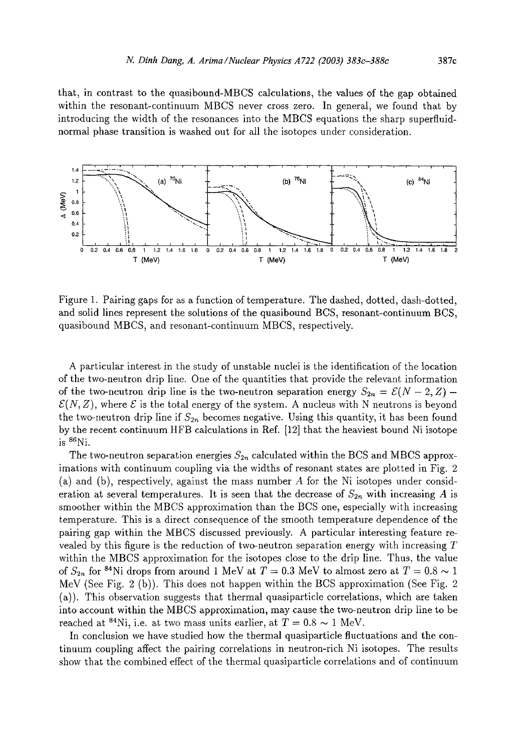that, in contrast to the quasibound-MBCS calculations, the values of the gap obtained within the resonant-continuum MBCS never cross zero. In general, we found that by introducing the width of the resonances into the MBCS equations the sharp superfluid-normal phase transition is washed out for all the isotopes under consideration.

Δ (MeV)

1.4
1.2
1
0.8
0.6
0.4
0.2

(a) $^{70}$Ni

(b) $^{76}$Ni

(c) $^{84}$Ni

0 0.2 0.4 0.6 0.8 1 1.2 1.4 1.6 1.8

T (MeV)

0 0.2 0.4 0.6 0.8 1 1.2 1.4 1.6 1.8

T (MeV)

0 0.2 0.4 0.6 0.8 1 1.2 1.4 1.6 1.8 2

T (MeV)

Figure 1. Pairing gaps for as a function of temperature. The dashed, dotted, dash-dotted, and solid lines represent the solutions of the quasibound BCS, resonant-continuum BCS, quasibound MBCS, and resonant-continuum MBCS, respectively.

A particular interest in the study of unstable nuclei is the identification of the location of the two-neutron drip line. One of the quantities that provide the relevant information of the two-neutron drip line is the two-neutron separation energy $S_{2n} = \mathcal{E}(N-2, Z) - \mathcal{E}(N, Z)$, where $\mathcal{E}$ is the total energy of the system. A nucleus with N neutrons is beyond the two-neutron drip line if $S_{2n}$ becomes negative. Using this quantity, it has been found by the recent continuum HFB calculations in Ref. [12] that the heaviest bound Ni isotope is $^{86}$Ni.

The two-neutron separation energies $S_{2n}$ calculated within the BCS and MBCS approximations with continuum coupling via the widths of resonant states are plotted in Fig. 2 (a) and (b), respectively, against the mass number $A$ for the Ni isotopes under consideration at several temperatures. It is seen that the decrease of $S_{2n}$ with increasing $A$ is smoother within the MBCS approximation than the BCS one, especially with increasing temperature. This is a direct consequence of the smooth temperature dependence of the pairing gap within the MBCS discussed previously. A particular interesting feature revealed by this figure is the reduction of two-neutron separation energy with increasing $T$ within the MBCS approximation for the isotopes close to the drip line. Thus, the value of $S_{2n}$ for $^{84}$Ni drops from around 1 MeV at $T = 0.3$ MeV to almost zero at $T = 0.8 \sim 1$ MeV (See Fig. 2 (b)). This does not happen within the BCS approximation (See Fig. 2 (a)). This observation suggests that thermal quasiparticle correlations, which are taken into account within the MBCS approximation, may cause the two-neutron drip line to be reached at $^{84}$Ni, i.e. at two mass units earlier, at $T = 0.8 \sim 1$ MeV.

In conclusion we have studied how the thermal quasiparticle fluctuations and the continuum coupling affect the pairing correlations in neutron-rich Ni isotopes. The results show that the combined effect of the thermal quasiparticle correlations and of continuum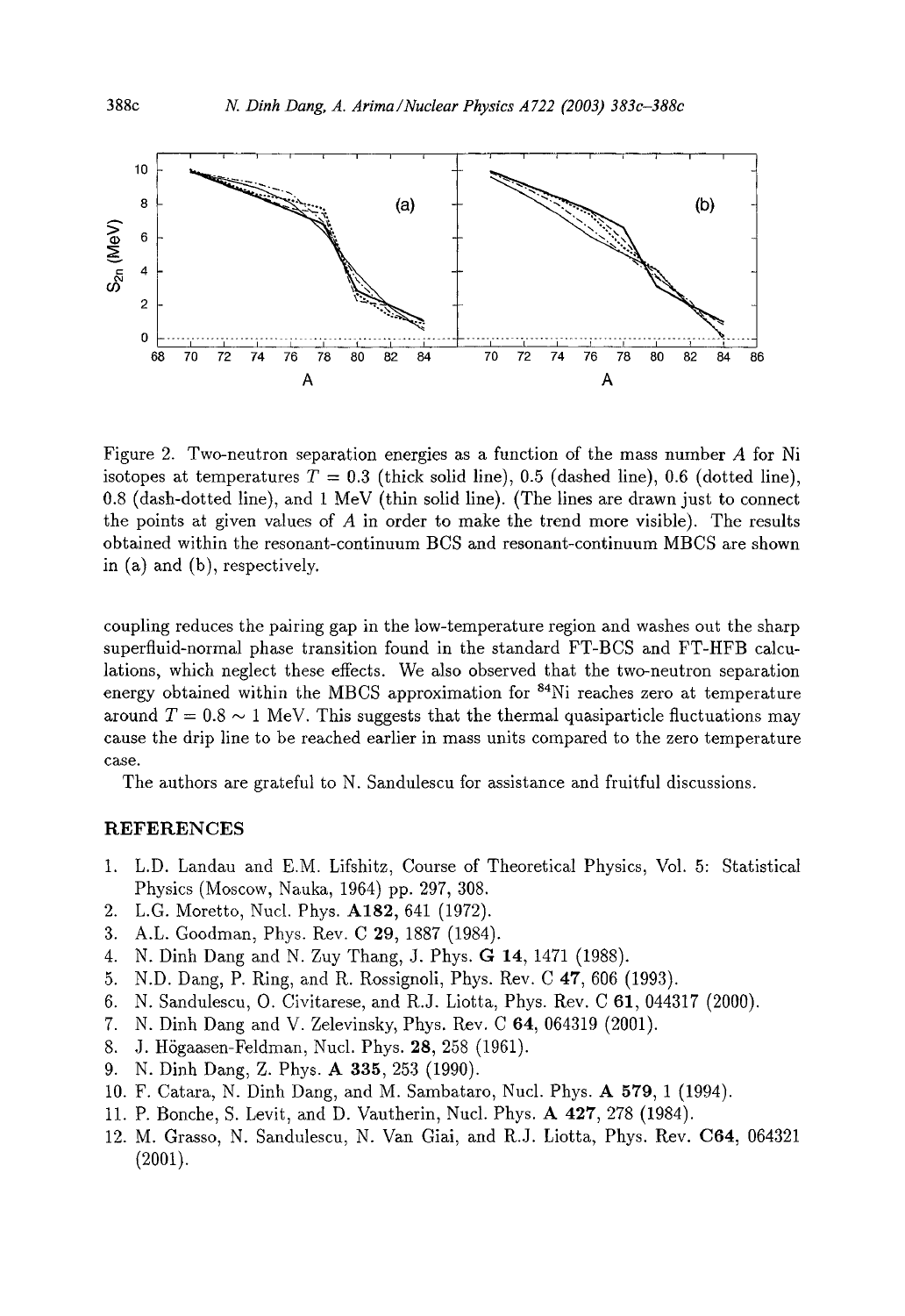10

8

6

4

2

0

$S_{2n}$ (MeV)

68 70 72 74 76 78 80 82 84

A

(a)

70 72 74 76 78 80 82 84 86

A

(b)

Figure 2. Two-neutron separation energies as a function of the mass number $A$ for Ni isotopes at temperatures $T$ = 0.3 (thick solid line), 0.5 (dashed line), 0.6 (dotted line), 0.8 (dash-dotted line), and 1 MeV (thin solid line). (The lines are drawn just to connect the points at given values of $A$ in order to make the trend more visible). The results obtained within the resonant-continuum BCS and resonant-continuum MBCS are shown in (a) and (b), respectively.

coupling reduces the pairing gap in the low-temperature region and washes out the sharp superfluid-normal phase transition found in the standard FT-BCS and FT-HFB calculations, which neglect these effects. We also observed that the two-neutron separation energy obtained within the MBCS approximation for $^{84}$Ni reaches zero at temperature around $T = 0.8 \sim 1$ MeV. This suggests that the thermal quasiparticle fluctuations may cause the drip line to be reached earlier in mass units compared to the zero temperature case.

The authors are grateful to N. Sandulescu for assistance and fruitful discussions.

## REFERENCES

1. L.D. Landau and E.M. Lifshitz, Course of Theoretical Physics, Vol. 5: Statistical Physics (Moscow, Nauka, 1964) pp. 297, 308.
2. L.G. Moretto, Nucl. Phys. **A182**, 641 (1972).
3. A.L. Goodman, Phys. Rev. C **29**, 1887 (1984).
4. N. Dinh Dang and N. Zuy Thang, J. Phys. **G 14**, 1471 (1988).
5. N.D. Dang, P. Ring, and R. Rossignoli, Phys. Rev. C **47**, 606 (1993).
6. N. Sandulescu, O. Civitarese, and R.J. Liotta, Phys. Rev. C **61**, 044317 (2000).
7. N. Dinh Dang and V. Zelevinsky, Phys. Rev. C **64**, 064319 (2001).
8. J. Högaasen-Feldman, Nucl. Phys. **28**, 258 (1961).
9. N. Dinh Dang, Z. Phys. **A 335**, 253 (1990).
10. F. Catara, N. Dinh Dang, and M. Sambataro, Nucl. Phys. **A 579**, 1 (1994).
11. P. Bonche, S. Levit, and D. Vautherin, Nucl. Phys. **A 427**, 278 (1984).
12. M. Grasso, N. Sandulescu, N. Van Giai, and R.J. Liotta, Phys. Rev. **C64**, 064321 (2001).